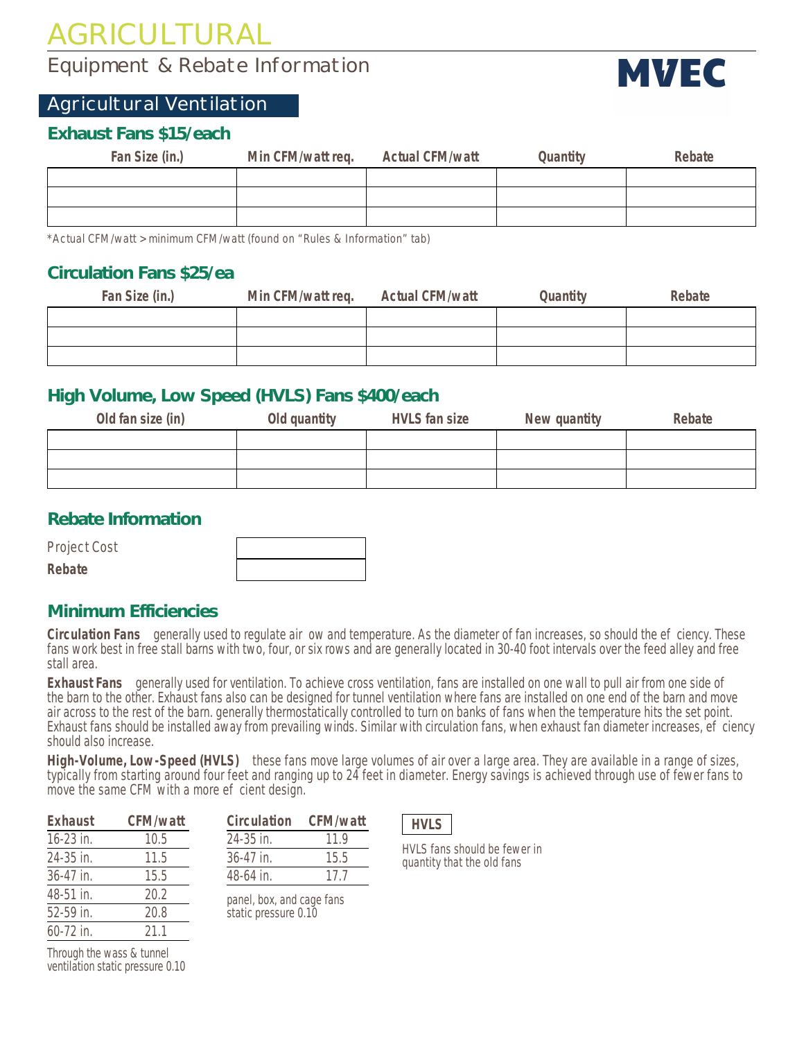# AGRICULTURAL

## Equipment & Rebate Information

MVEC

## Agricultural Ventilation

### Exhaust Fans $15/each

| Fan Size (in.) | Min CFM/watt req. | Actual CFM/watt | Quantity | Rebate |
|---|---|---|---|---|
| | | | | |
| | | | | |
| | | | | |

*Actual CFM/watt > minimum CFM/watt (found on "Rules & Information" tab)

### Circulation Fans $25/ea

| Fan Size (in.) | Min CFM/watt req. | Actual CFM/watt | Quantity | Rebate |
|---|---|---|---|---|
| | | | | |
| | | | | |
| | | | | |

### High Volume, Low Speed (HVLS) Fans $400/each

| Old fan size (in) | Old quantity | HVLS fan size | New quantity | Rebate |
|---|---|---|---|---|
| | | | | |
| | | | | |
| | | | | |

### Rebate Information

| | |
|---|---|
| Project Cost | |
| **Rebate** | |

### Minimum Efficiencies

**Circulation Fans** generally used to regulate air ow and temperature. As the diameter of fan increases, so should the ef ciency. These fans work best in free stall barns with two, four, or six rows and are generally located in 30-40 foot intervals over the feed alley and free stall area.

**Exhaust Fans** generally used for ventilation. To achieve cross ventilation, fans are installed on one wall to pull air from one side of the barn to the other. Exhaust fans also can be designed for tunnel ventilation where fans are installed on one end of the barn and move air across to the rest of the barn. generally thermostatically controlled to turn on banks of fans when the temperature hits the set point. Exhaust fans should be installed away from prevailing winds. Similar with circulation fans, when exhaust fan diameter increases, ef ciency should also increase.

**High-Volume, Low-Speed (HVLS)** these fans move large volumes of air over a large area. They are available in a range of sizes, typically from starting around four feet and ranging up to 24 feet in diameter. Energy savings is achieved through use of fewer fans to move the same CFM with a more ef cient design.

| Exhaust | CFM/watt |
|---|---|
| 16-23 in. | 10.5 |
| 24-35 in. | 11.5 |
| 36-47 in. | 15.5 |
| 48-51 in. | 20.2 |
| 52-59 in. | 20.8 |
| 60-72 in. | 21.1 |

Through the wass & tunnel ventilation static pressure 0.10

| Circulation | CFM/watt |
|---|---|
| 24-35 in. | 11.9 |
| 36-47 in. | 15.5 |
| 48-64 in. | 17.7 |

panel, box, and cage fans static pressure 0.10

**HVLS**

HVLS fans should be fewer in quantity that the old fans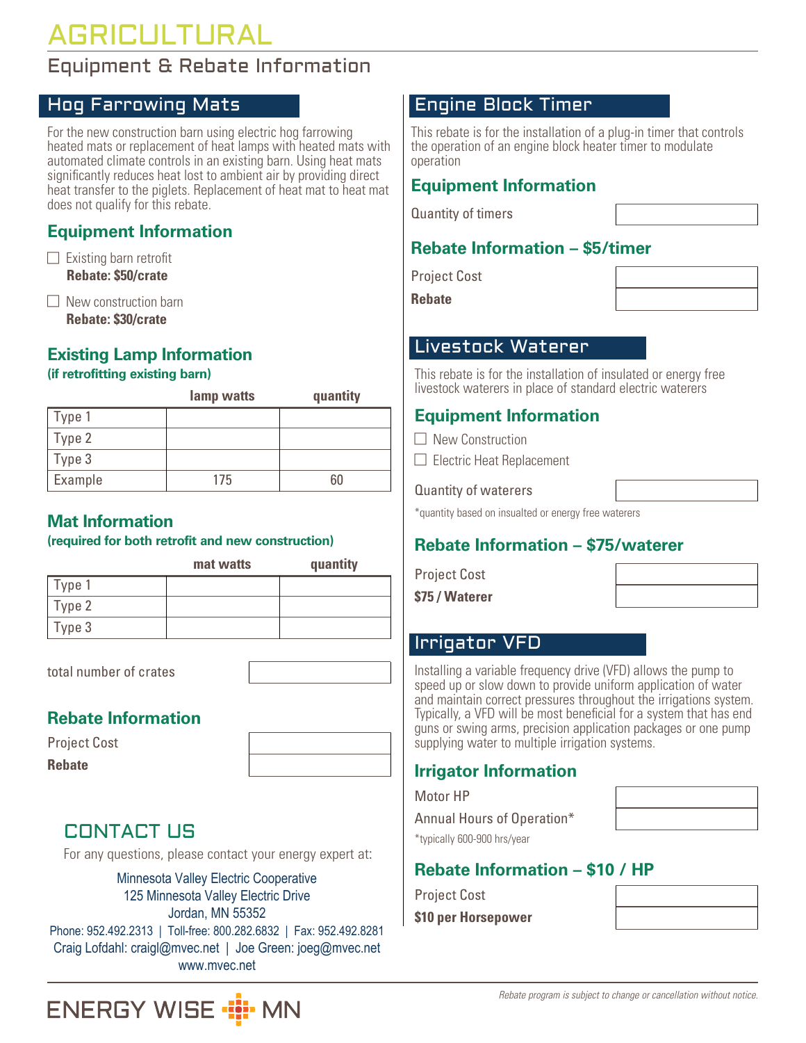# AGRICULTURAL

## Equipment & Rebate Information

## Hog Farrowing Mats

For the new construction barn using electric hog farrowing heated mats or replacement of heat lamps with heated mats with automated climate controls in an existing barn. Using heat mats significantly reduces heat lost to ambient air by providing direct heat transfer to the piglets. Replacement of heat mat to heat mat does not qualify for this rebate.

### Equipment Information

☐ Existing barn retrofit
**Rebate: $50/crate**

☐ New construction barn
**Rebate: $30/crate**

### Existing Lamp Information

**(if retrofitting existing barn)**

| | lamp watts | quantity |
|---|---|---|
| Type 1 | | |
| Type 2 | | |
| Type 3 | | |
| Example | 175 | 60 |

### Mat Information

**(required for both retrofit and new construction)**

| | mat watts | quantity |
|---|---|---|
| Type 1 | | |
| Type 2 | | |
| Type 3 | | |

total number of crates

### Rebate Information

Project Cost

**Rebate**

## Engine Block Timer

This rebate is for the installation of a plug-in timer that controls the operation of an engine block heater timer to modulate operation

### Equipment Information

Quantity of timers

### Rebate Information – $5/timer

Project Cost

**Rebate**

## Livestock Waterer

This rebate is for the installation of insulated or energy free livestock waterers in place of standard electric waterers

### Equipment Information

☐ New Construction

☐ Electric Heat Replacement

Quantity of waterers

*quantity based on insualted or energy free waterers

### Rebate Information – $75/waterer

Project Cost

**$75 / Waterer**

## Irrigator VFD

Installing a variable frequency drive (VFD) allows the pump to speed up or slow down to provide uniform application of water and maintain correct pressures throughout the irrigations system. Typically, a VFD will be most beneficial for a system that has end guns or swing arms, precision application packages or one pump supplying water to multiple irrigation systems.

### Irrigator Information

Motor HP

Annual Hours of Operation*

*typically 600-900 hrs/year

### Rebate Information – $10 / HP

Project Cost

**$10 per Horsepower**

## CONTACT US

For any questions, please contact your energy expert at:

Minnesota Valley Electric Cooperative
125 Minnesota Valley Electric Drive
Jordan, MN 55352
Phone: 952.492.2313 | Toll-free: 800.282.6832 | Fax: 952.492.8281
Craig Lofdahl: craigl@mvec.net | Joe Green: joeg@mvec.net
www.mvec.net

ENERGY WISE MN

*Rebate program is subject to change or cancellation without notice.*